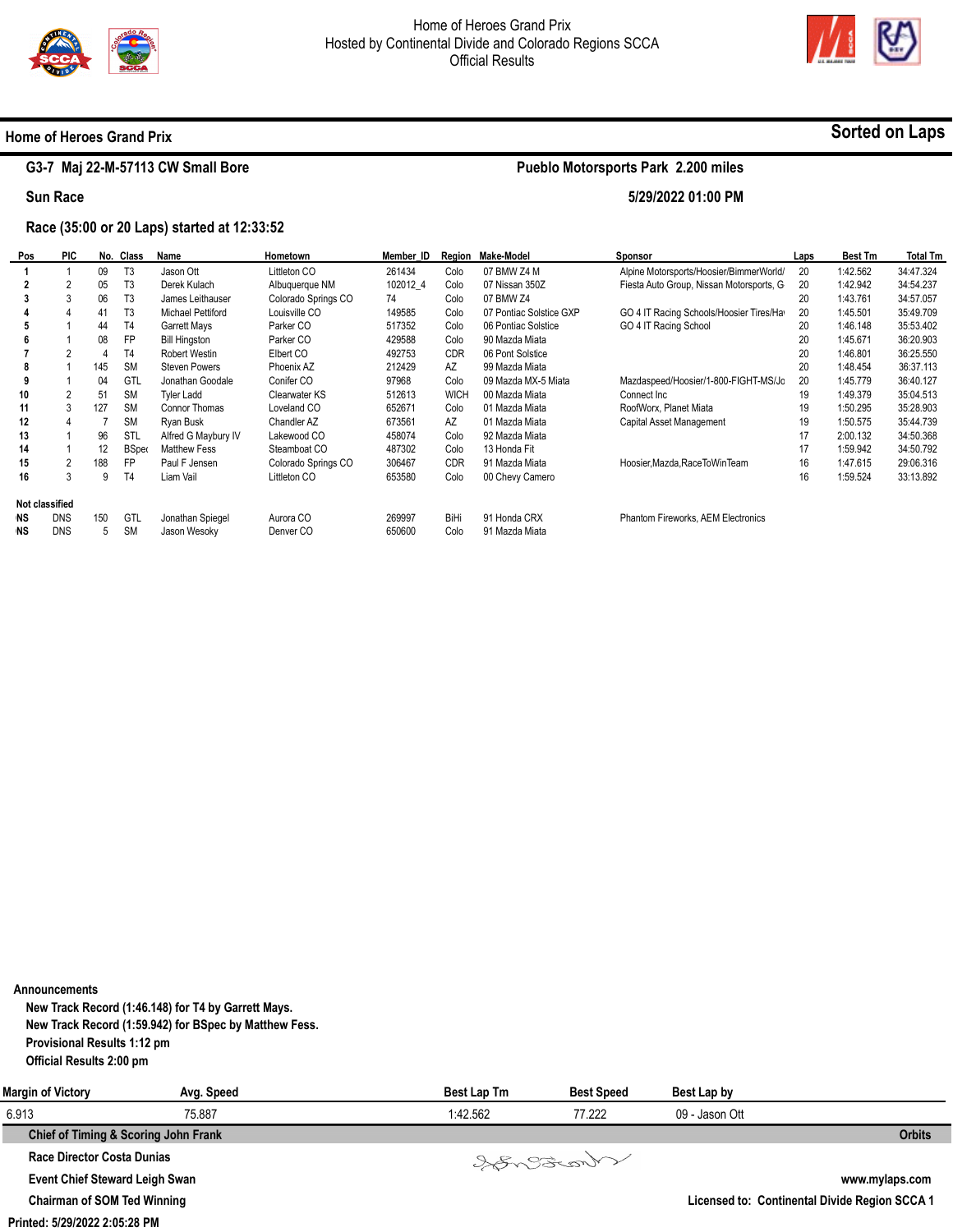# Home of Heroes Grand Prix
Hosted by Continental Divide and Colorado Regions SCCA
Official Results

## Home of Heroes Grand Prix

**Sorted on Laps**

### G3-7 Maj 22-M-57113 CW Small Bore

**Pueblo Motorsports Park 2.200 miles**

**Sun Race**

**5/29/2022 01:00 PM**

**Race (35:00 or 20 Laps) started at 12:33:52**

| Pos | PIC | No. | Class | Name | Hometown | Member_ID | Region | Make-Model | Sponsor | Laps | Best Tm | Total Tm |
|---|---|---|---|---|---|---|---|---|---|---|---|---|
| 1 | 1 | 09 | T3 | Jason Ott | Littleton CO | 261434 | Colo | 07 BMW Z4 M | Alpine Motorsports/Hoosier/BimmerWorld/ | 20 | 1:42.562 | 34:47.324 |
| 2 | 2 | 05 | T3 | Derek Kulach | Albuquerque NM | 102012_4 | Colo | 07 Nissan 350Z | Fiesta Auto Group, Nissan Motorsports, G | 20 | 1:42.942 | 34:54.237 |
| 3 | 3 | 06 | T3 | James Leithauser | Colorado Springs CO | 74 | Colo | 07 BMW Z4 | | 20 | 1:43.761 | 34:57.057 |
| 4 | 4 | 41 | T3 | Michael Pettiford | Louisville CO | 149585 | Colo | 07 Pontiac Solstice GXP | GO 4 IT Racing Schools/Hoosier Tires/Ha | 20 | 1:45.501 | 35:49.709 |
| 5 | 1 | 44 | T4 | Garrett Mays | Parker CO | 517352 | Colo | 06 Pontiac Solstice | GO 4 IT Racing School | 20 | 1:46.148 | 35:53.402 |
| 6 | 1 | 08 | FP | Bill Hingston | Parker CO | 429588 | Colo | 90 Mazda Miata | | 20 | 1:45.671 | 36:20.903 |
| 7 | 2 | 4 | T4 | Robert Westin | Elbert CO | 492753 | CDR | 06 Pont Solstice | | 20 | 1:46.801 | 36:25.550 |
| 8 | 1 | 145 | SM | Steven Powers | Phoenix AZ | 212429 | AZ | 99 Mazda Miata | | 20 | 1:48.454 | 36:37.113 |
| 9 | 1 | 04 | GTL | Jonathan Goodale | Conifer CO | 97968 | Colo | 09 Mazda MX-5 Miata | Mazdaspeed/Hoosier/1-800-FIGHT-MS/Jo | 20 | 1:45.779 | 36:40.127 |
| 10 | 2 | 51 | SM | Tyler Ladd | Clearwater KS | 512613 | WICH | 00 Mazda Miata | Connect Inc | 19 | 1:49.379 | 35:04.513 |
| 11 | 3 | 127 | SM | Connor Thomas | Loveland CO | 652671 | Colo | 01 Mazda Miata | RoofWorx, Planet Miata | 19 | 1:50.295 | 35:28.903 |
| 12 | 4 | 7 | SM | Ryan Busk | Chandler AZ | 673561 | AZ | 01 Mazda Miata | Capital Asset Management | 19 | 1:50.575 | 35:44.739 |
| 13 | 1 | 96 | STL | Alfred G Maybury IV | Lakewood CO | 458074 | Colo | 92 Mazda Miata | | 17 | 2:00.132 | 34:50.368 |
| 14 | 1 | 12 | BSpec | Matthew Fess | Steamboat CO | 487302 | Colo | 13 Honda Fit | | 17 | 1:59.942 | 34:50.792 |
| 15 | 2 | 188 | FP | Paul F Jensen | Colorado Springs CO | 306467 | CDR | 91 Mazda Miata | Hoosier,Mazda,RaceToWinTeam | 16 | 1:47.615 | 29:06.316 |
| 16 | 3 | 9 | T4 | Liam Vail | Littleton CO | 653580 | Colo | 00 Chevy Camero | | 16 | 1:59.524 | 33:13.892 |
| **Not classified** | | | | | | | | | | | | |
| NS | DNS | 150 | GTL | Jonathan Spiegel | Aurora CO | 269997 | BiHi | 91 Honda CRX | Phantom Fireworks, AEM Electronics | | | |
| NS | DNS | 5 | SM | Jason Wesoky | Denver CO | 650600 | Colo | 91 Mazda Miata | | | | |

**Announcements**

New Track Record (1:46.148) for T4 by Garrett Mays.
New Track Record (1:59.942) for BSpec by Matthew Fess.
Provisional Results 1:12 pm
Official Results 2:00 pm

| Margin of Victory | Avg. Speed | Best Lap Tm | Best Speed | Best Lap by |
|---|---|---|---|---|
| 6.913 | 75.887 | 1:42.562 | 77.222 | 09 - Jason Ott |

**Chief of Timing & Scoring John Frank** — Orbits

Race Director Costa Dunias

Event Chief Steward Leigh Swan — www.mylaps.com

Chairman of SOM Ted Winning — Licensed to: Continental Divide Region SCCA 1

Printed: 5/29/2022 2:05:28 PM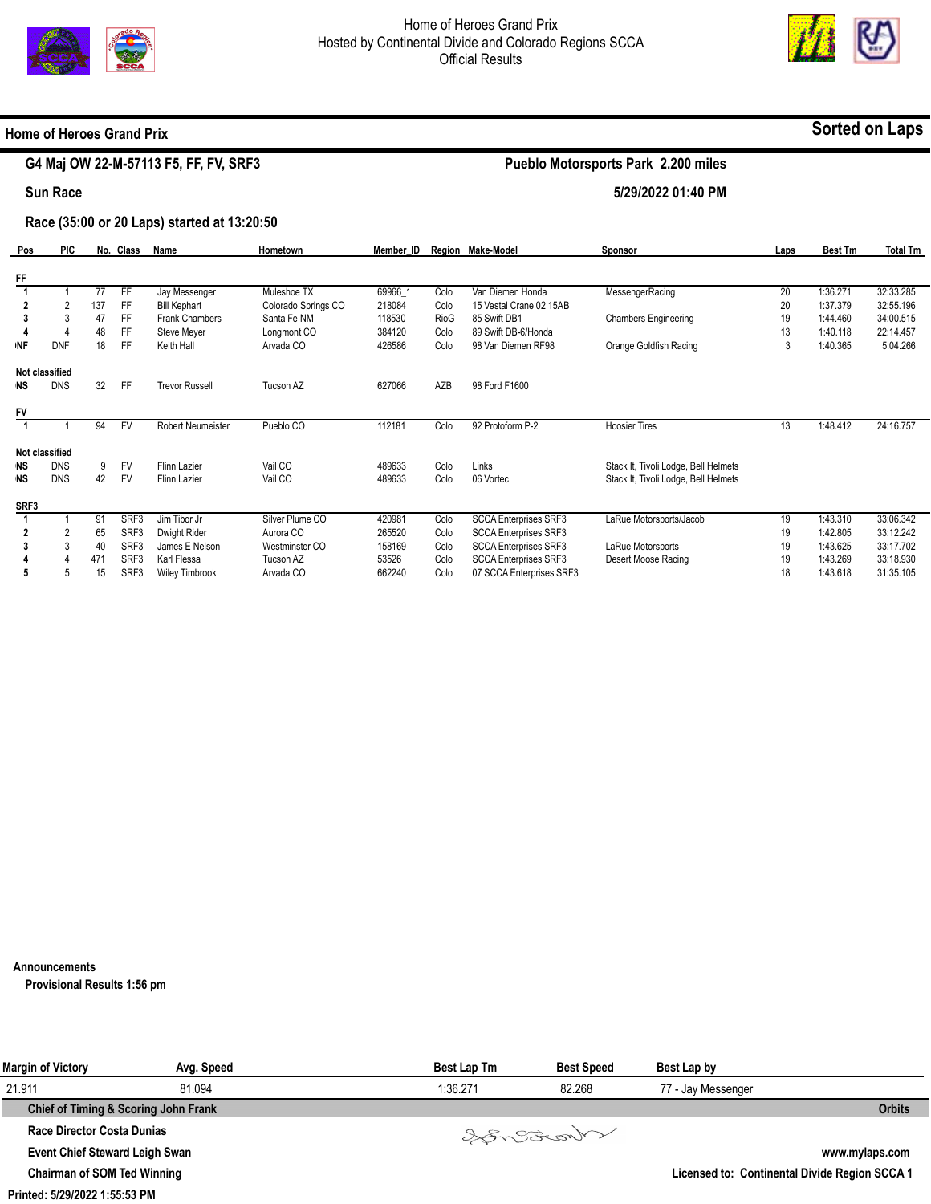Home of Heroes Grand Prix
Hosted by Continental Divide and Colorado Regions SCCA
Official Results

## Home of Heroes Grand Prix

**Sorted on Laps**

**G4 Maj OW 22-M-57113 F5, FF, FV, SRF3** — **Pueblo Motorsports Park 2.200 miles**

**Sun Race** — **5/29/2022 01:40 PM**

**Race (35:00 or 20 Laps) started at 13:20:50**

| Pos | PIC | No. | Class | Name | Hometown | Member_ID | Region | Make-Model | Sponsor | Laps | Best Tm | Total Tm |
|---|---|---|---|---|---|---|---|---|---|---|---|---|
| **FF** | | | | | | | | | | | | |
| 1 | 1 | 77 | FF | Jay Messenger | Muleshoe TX | 69966_1 | Colo | Van Diemen Honda | MessengerRacing | 20 | 1:36.271 | 32:33.285 |
| 2 | 2 | 137 | FF | Bill Kephart | Colorado Springs CO | 218084 | Colo | 15 Vestal Crane 02 15AB | | 20 | 1:37.379 | 32:55.196 |
| 3 | 3 | 47 | FF | Frank Chambers | Santa Fe NM | 118530 | RioG | 85 Swift DB1 | Chambers Engineering | 19 | 1:44.460 | 34:00.515 |
| 4 | 4 | 48 | FF | Steve Meyer | Longmont CO | 384120 | Colo | 89 Swift DB-6/Honda | | 13 | 1:40.118 | 22:14.457 |
| DNF | DNF | 18 | FF | Keith Hall | Arvada CO | 426586 | Colo | 98 Van Diemen RF98 | Orange Goldfish Racing | 3 | 1:40.365 | 5:04.266 |
| **Not classified** | | | | | | | | | | | | |
| DNS | DNS | 32 | FF | Trevor Russell | Tucson AZ | 627066 | AZB | 98 Ford F1600 | | | | |
| **FV** | | | | | | | | | | | | |
| 1 | 1 | 94 | FV | Robert Neumeister | Pueblo CO | 112181 | Colo | 92 Protoform P-2 | Hoosier Tires | 13 | 1:48.412 | 24:16.757 |
| **Not classified** | | | | | | | | | | | | |
| DNS | DNS | 9 | FV | Flinn Lazier | Vail CO | 489633 | Colo | Links | Stack It, Tivoli Lodge, Bell Helmets | | | |
| DNS | DNS | 42 | FV | Flinn Lazier | Vail CO | 489633 | Colo | 06 Vortec | Stack It, Tivoli Lodge, Bell Helmets | | | |
| **SRF3** | | | | | | | | | | | | |
| 1 | 1 | 91 | SRF3 | Jim Tibor Jr | Silver Plume CO | 420981 | Colo | SCCA Enterprises SRF3 | LaRue Motorsports/Jacob | 19 | 1:43.310 | 33:06.342 |
| 2 | 2 | 65 | SRF3 | Dwight Rider | Aurora CO | 265520 | Colo | SCCA Enterprises SRF3 | | 19 | 1:42.805 | 33:12.242 |
| 3 | 3 | 40 | SRF3 | James E Nelson | Westminster CO | 158169 | Colo | SCCA Enterprises SRF3 | LaRue Motorsports | 19 | 1:43.625 | 33:17.702 |
| 4 | 4 | 471 | SRF3 | Karl Flessa | Tucson AZ | 53526 | Colo | SCCA Enterprises SRF3 | Desert Moose Racing | 19 | 1:43.269 | 33:18.930 |
| 5 | 5 | 15 | SRF3 | Wiley Timbrook | Arvada CO | 662240 | Colo | 07 SCCA Enterprises SRF3 | | 18 | 1:43.618 | 31:35.105 |

**Announcements**

**Provisional Results 1:56 pm**

| Margin of Victory | Avg. Speed | Best Lap Tm | Best Speed | Best Lap by |
|---|---|---|---|---|
| 21.911 | 81.094 | 1:36.271 | 82.268 | 77 - Jay Messenger |

**Chief of Timing & Scoring John Frank** — **Orbits**

**Race Director Costa Dunias**

**Event Chief Steward Leigh Swan** — **www.mylaps.com**

**Chairman of SOM Ted Winning** — **Licensed to: Continental Divide Region SCCA 1**

**Printed: 5/29/2022 1:55:53 PM**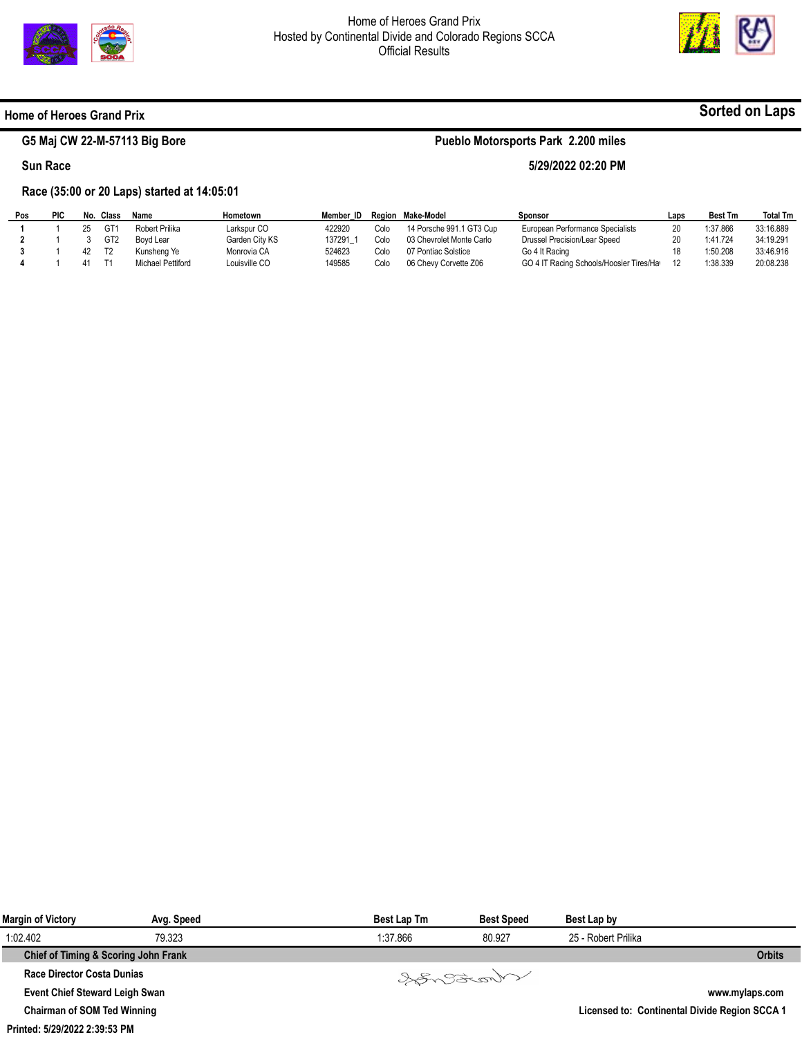Home of Heroes Grand Prix
Hosted by Continental Divide and Colorado Regions SCCA
Official Results

## Home of Heroes Grand Prix

**Sorted on Laps**

**G5 Maj CW 22-M-57113 Big Bore** — **Pueblo Motorsports Park 2.200 miles**

**Sun Race** — **5/29/2022 02:20 PM**

**Race (35:00 or 20 Laps) started at 14:05:01**

| Pos | PIC | No. | Class | Name | Hometown | Member_ID | Region | Make-Model | Sponsor | Laps | Best Tm | Total Tm |
|---|---|---|---|---|---|---|---|---|---|---|---|---|
| 1 | 1 | 25 | GT1 | Robert Prilika | Larkspur CO | 422920 | Colo | 14 Porsche 991.1 GT3 Cup | European Performance Specialists | 20 | 1:37.866 | 33:16.889 |
| 2 | 1 | 3 | GT2 | Boyd Lear | Garden City KS | 137291_1 | Colo | 03 Chevrolet Monte Carlo | Drussel Precision/Lear Speed | 20 | 1:41.724 | 34:19.291 |
| 3 | 1 | 42 | T2 | Kunsheng Ye | Monrovia CA | 524623 | Colo | 07 Pontiac Solstice | Go 4 It Racing | 18 | 1:50.208 | 33:46.916 |
| 4 | 1 | 41 | T1 | Michael Pettiford | Louisville CO | 149585 | Colo | 06 Chevy Corvette Z06 | GO 4 IT Racing Schools/Hoosier Tires/Ha | 12 | 1:38.339 | 20:08.238 |

| Margin of Victory | Avg. Speed | Best Lap Tm | Best Speed | Best Lap by |
|---|---|---|---|---|
| 1:02.402 | 79.323 | 1:37.866 | 80.927 | 25 - Robert Prilika |

**Chief of Timing & Scoring John Frank**

**Orbits**

**Race Director Costa Dunias**

**Event Chief Steward Leigh Swan**

www.mylaps.com

**Chairman of SOM Ted Winning**

**Licensed to: Continental Divide Region SCCA 1**

**Printed: 5/29/2022 2:39:53 PM**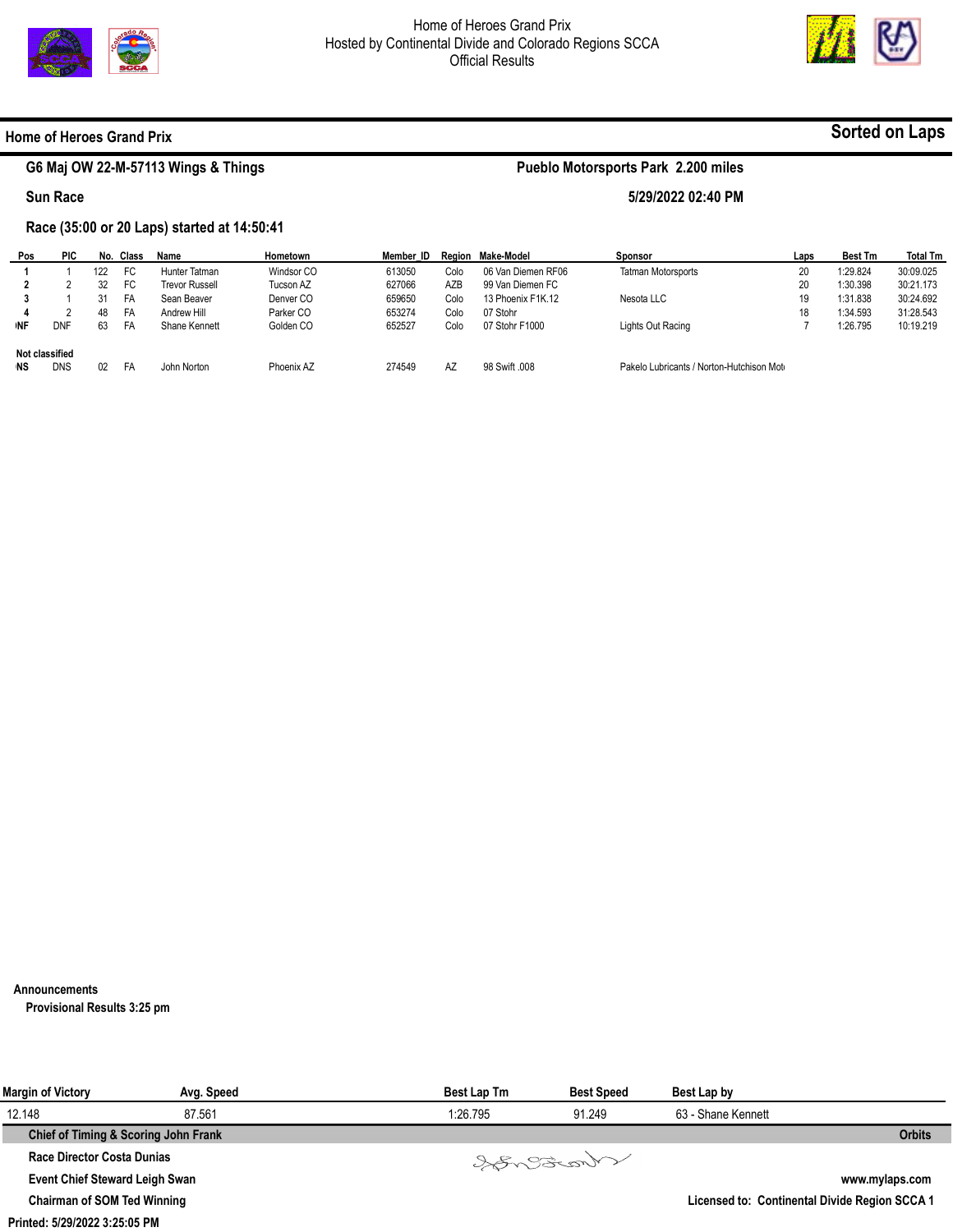Home of Heroes Grand Prix
Hosted by Continental Divide and Colorado Regions SCCA
Official Results

## Home of Heroes Grand Prix

**Sorted on Laps**

**G6 Maj OW 22-M-57113 Wings & Things** — **Pueblo Motorsports Park 2.200 miles**

**Sun Race** — **5/29/2022 02:40 PM**

**Race (35:00 or 20 Laps) started at 14:50:41**

| Pos | PIC | No. | Class | Name | Hometown | Member_ID | Region | Make-Model | Sponsor | Laps | Best Tm | Total Tm |
|---|---|---|---|---|---|---|---|---|---|---|---|---|
| 1 | 1 | 122 | FC | Hunter Tatman | Windsor CO | 613050 | Colo | 06 Van Diemen RF06 | Tatman Motorsports | 20 | 1:29.824 | 30:09.025 |
| 2 | 2 | 32 | FC | Trevor Russell | Tucson AZ | 627066 | AZB | 99 Van Diemen FC | | 20 | 1:30.398 | 30:21.173 |
| 3 | 1 | 31 | FA | Sean Beaver | Denver CO | 659650 | Colo | 13 Phoenix F1K.12 | Nesota LLC | 19 | 1:31.838 | 30:24.692 |
| 4 | 2 | 48 | FA | Andrew Hill | Parker CO | 653274 | Colo | 07 Stohr | | 18 | 1:34.593 | 31:28.543 |
| DNF | DNF | 63 | FA | Shane Kennett | Golden CO | 652527 | Colo | 07 Stohr F1000 | Lights Out Racing | 7 | 1:26.795 | 10:19.219 |
| **Not classified** | | | | | | | | | | | | |
| DNS | DNS | 02 | FA | John Norton | Phoenix AZ | 274549 | AZ | 98 Swift .008 | Pakelo Lubricants / Norton-Hutchison Moto | | | |

**Announcements**

**Provisional Results 3:25 pm**

| Margin of Victory | Avg. Speed | Best Lap Tm | Best Speed | Best Lap by |
|---|---|---|---|---|
| 12.148 | 87.561 | 1:26.795 | 91.249 | 63 - Shane Kennett |

**Chief of Timing & Scoring John Frank** — **Orbits**

**Race Director Costa Dunias**

**Event Chief Steward Leigh Swan** — **www.mylaps.com**

**Chairman of SOM Ted Winning** — **Licensed to: Continental Divide Region SCCA 1**

**Printed: 5/29/2022 3:25:05 PM**